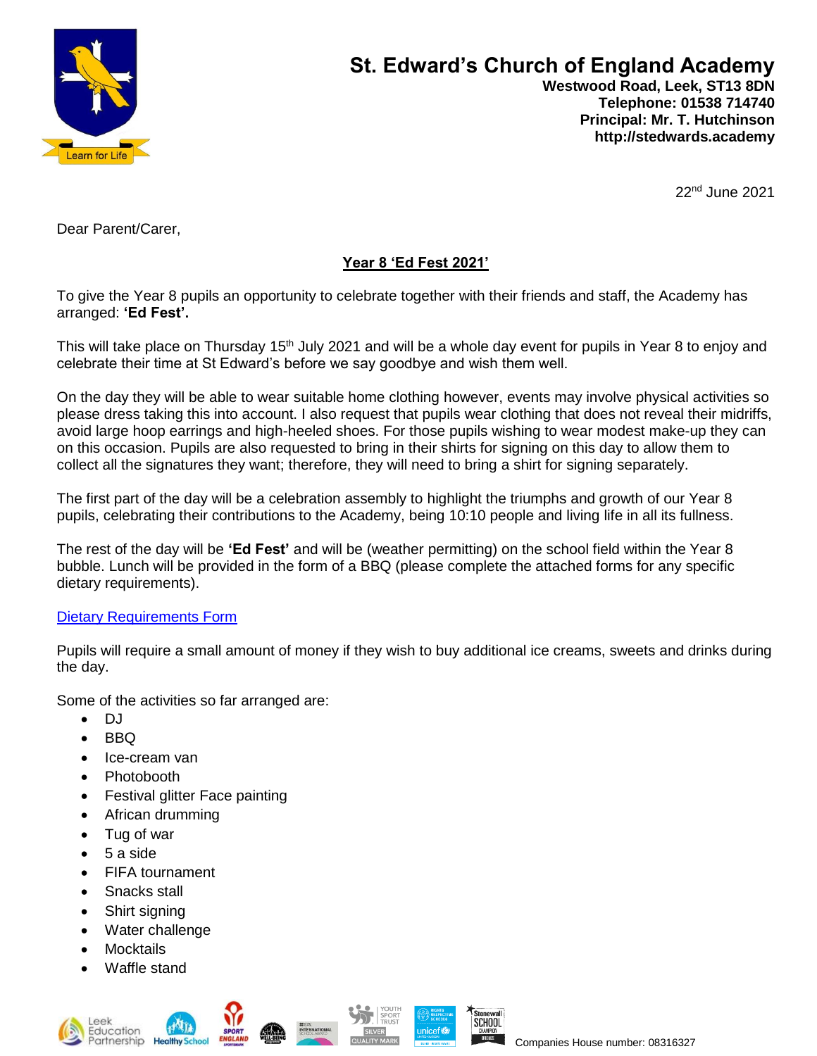# St. Edward's Church of England Academy

**Westwood Road, Leek, ST13 8DN**
**Telephone: 01538 714740**
**Principal: Mr. T. Hutchinson**
**http://stedwards.academy**

22nd June 2021

Dear Parent/Carer,

**Year 8 'Ed Fest 2021'**

To give the Year 8 pupils an opportunity to celebrate together with their friends and staff, the Academy has arranged: **'Ed Fest'.**

This will take place on Thursday 15th July 2021 and will be a whole day event for pupils in Year 8 to enjoy and celebrate their time at St Edward's before we say goodbye and wish them well.

On the day they will be able to wear suitable home clothing however, events may involve physical activities so please dress taking this into account. I also request that pupils wear clothing that does not reveal their midriffs, avoid large hoop earrings and high-heeled shoes. For those pupils wishing to wear modest make-up they can on this occasion. Pupils are also requested to bring in their shirts for signing on this day to allow them to collect all the signatures they want; therefore, they will need to bring a shirt for signing separately.

The first part of the day will be a celebration assembly to highlight the triumphs and growth of our Year 8 pupils, celebrating their contributions to the Academy, being 10:10 people and living life in all its fullness.

The rest of the day will be **'Ed Fest'** and will be (weather permitting) on the school field within the Year 8 bubble. Lunch will be provided in the form of a BBQ (please complete the attached forms for any specific dietary requirements).

Dietary Requirements Form

Pupils will require a small amount of money if they wish to buy additional ice creams, sweets and drinks during the day.

Some of the activities so far arranged are:

- DJ
- BBQ
- Ice-cream van
- Photobooth
- Festival glitter Face painting
- African drumming
- Tug of war
- 5 a side
- FIFA tournament
- Snacks stall
- Shirt signing
- Water challenge
- Mocktails
- Waffle stand

Companies House number: 08316327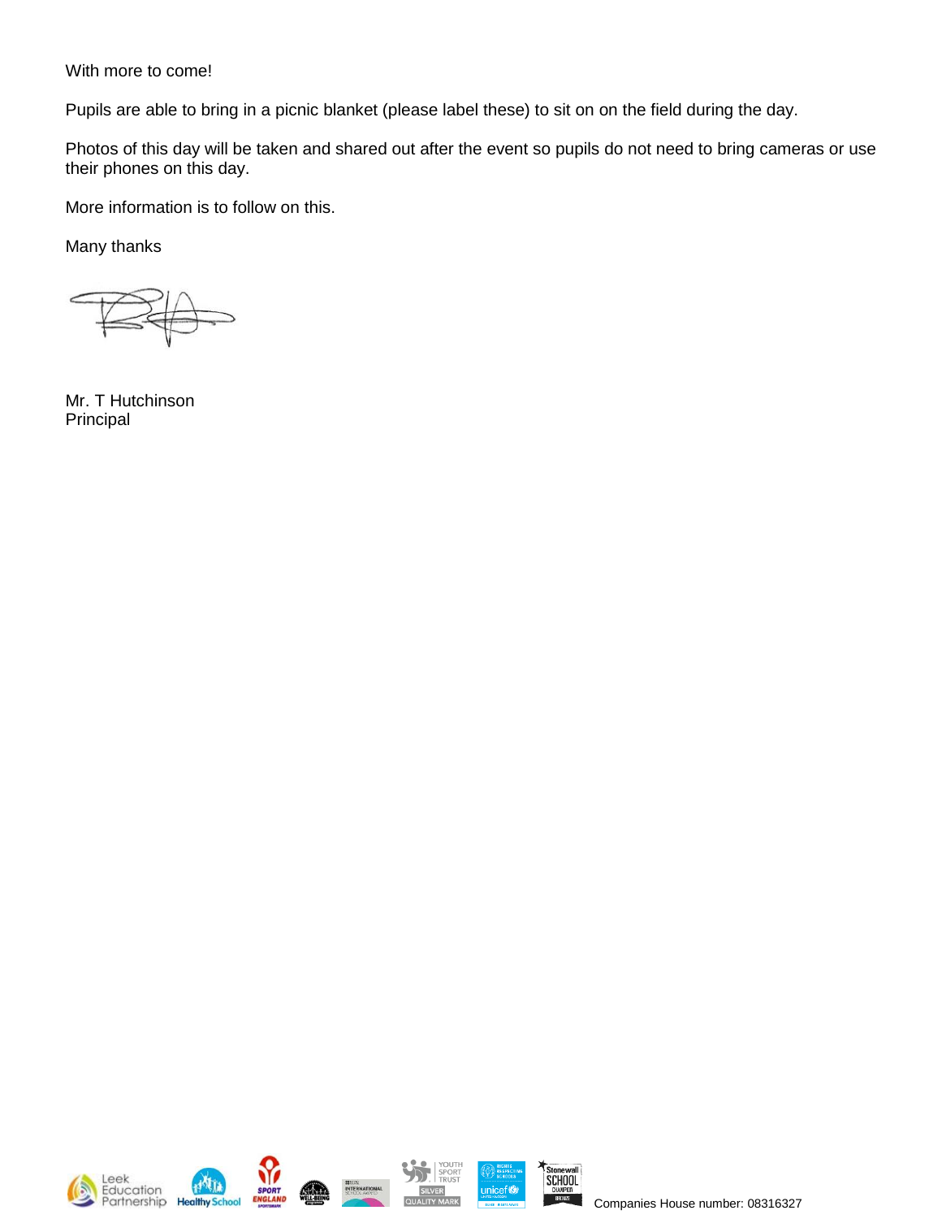With more to come!

Pupils are able to bring in a picnic blanket (please label these) to sit on on the field during the day.

Photos of this day will be taken and shared out after the event so pupils do not need to bring cameras or use their phones on this day.

More information is to follow on this.

Many thanks

Mr. T Hutchinson
Principal

Companies House number: 08316327